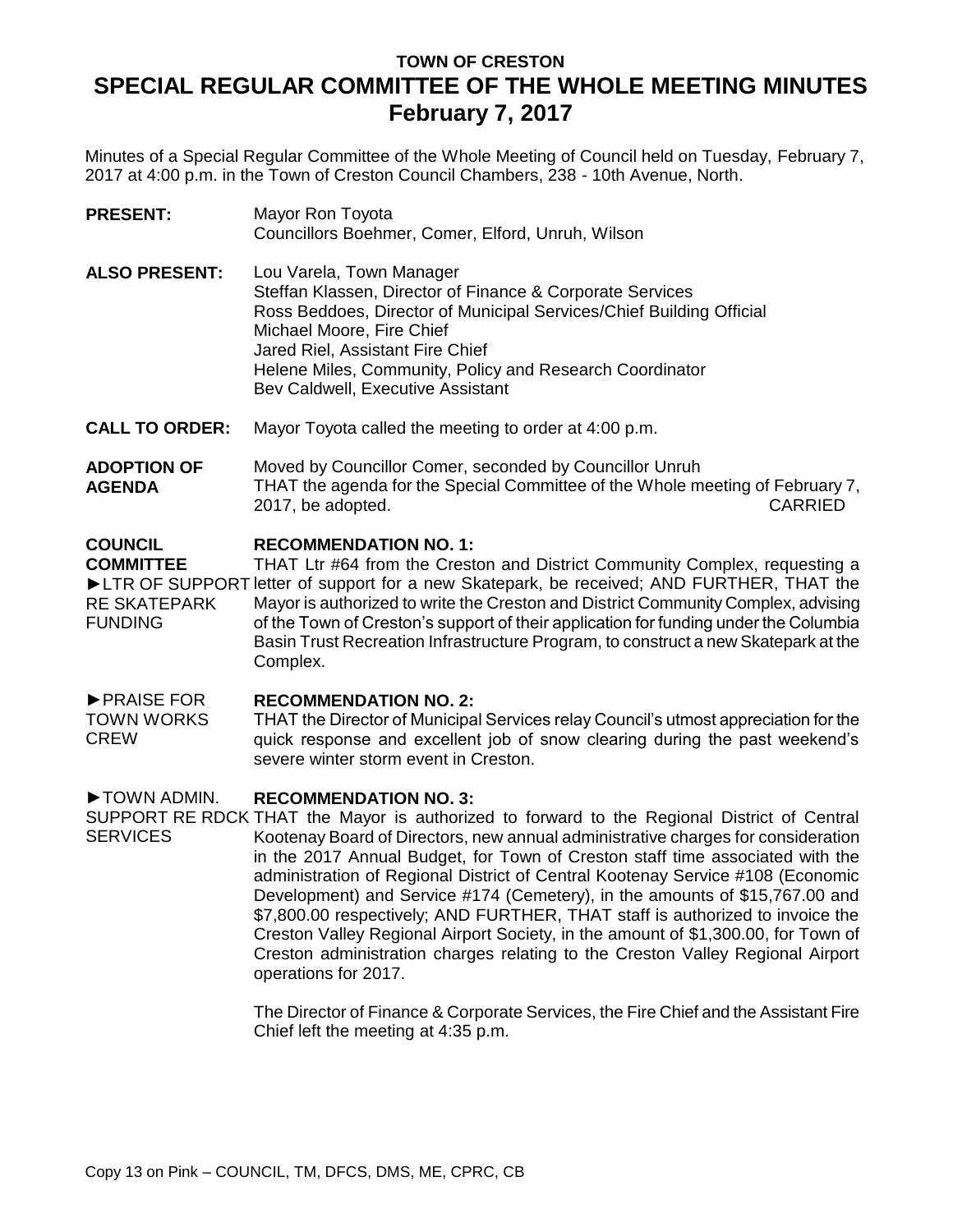**TOWN OF CRESTON**

# SPECIAL REGULAR COMMITTEE OF THE WHOLE MEETING MINUTES

## February 7, 2017

Minutes of a Special Regular Committee of the Whole Meeting of Council held on Tuesday, February 7, 2017 at 4:00 p.m. in the Town of Creston Council Chambers, 238 - 10th Avenue, North.

**PRESENT:** Mayor Ron Toyota
Councillors Boehmer, Comer, Elford, Unruh, Wilson

**ALSO PRESENT:** Lou Varela, Town Manager
Steffan Klassen, Director of Finance & Corporate Services
Ross Beddoes, Director of Municipal Services/Chief Building Official
Michael Moore, Fire Chief
Jared Riel, Assistant Fire Chief
Helene Miles, Community, Policy and Research Coordinator
Bev Caldwell, Executive Assistant

**CALL TO ORDER:** Mayor Toyota called the meeting to order at 4:00 p.m.

**ADOPTION OF AGENDA** Moved by Councillor Comer, seconded by Councillor Unruh
THAT the agenda for the Special Committee of the Whole meeting of February 7, 2017, be adopted. CARRIED

**COUNCIL COMMITTEE**

►LTR OF SUPPORT RE SKATEPARK FUNDING

**RECOMMENDATION NO. 1:**
THAT Ltr #64 from the Creston and District Community Complex, requesting a letter of support for a new Skatepark, be received; AND FURTHER, THAT the Mayor is authorized to write the Creston and District Community Complex, advising of the Town of Creston's support of their application for funding under the Columbia Basin Trust Recreation Infrastructure Program, to construct a new Skatepark at the Complex.

►PRAISE FOR TOWN WORKS CREW

**RECOMMENDATION NO. 2:**
THAT the Director of Municipal Services relay Council's utmost appreciation for the quick response and excellent job of snow clearing during the past weekend's severe winter storm event in Creston.

►TOWN ADMIN. SUPPORT RE RDCK SERVICES

**RECOMMENDATION NO. 3:**
THAT the Mayor is authorized to forward to the Regional District of Central Kootenay Board of Directors, new annual administrative charges for consideration in the 2017 Annual Budget, for Town of Creston staff time associated with the administration of Regional District of Central Kootenay Service #108 (Economic Development) and Service #174 (Cemetery), in the amounts of $15,767.00 and $7,800.00 respectively; AND FURTHER, THAT staff is authorized to invoice the Creston Valley Regional Airport Society, in the amount of $1,300.00, for Town of Creston administration charges relating to the Creston Valley Regional Airport operations for 2017.

The Director of Finance & Corporate Services, the Fire Chief and the Assistant Fire Chief left the meeting at 4:35 p.m.

Copy 13 on Pink – COUNCIL, TM, DFCS, DMS, ME, CPRC, CB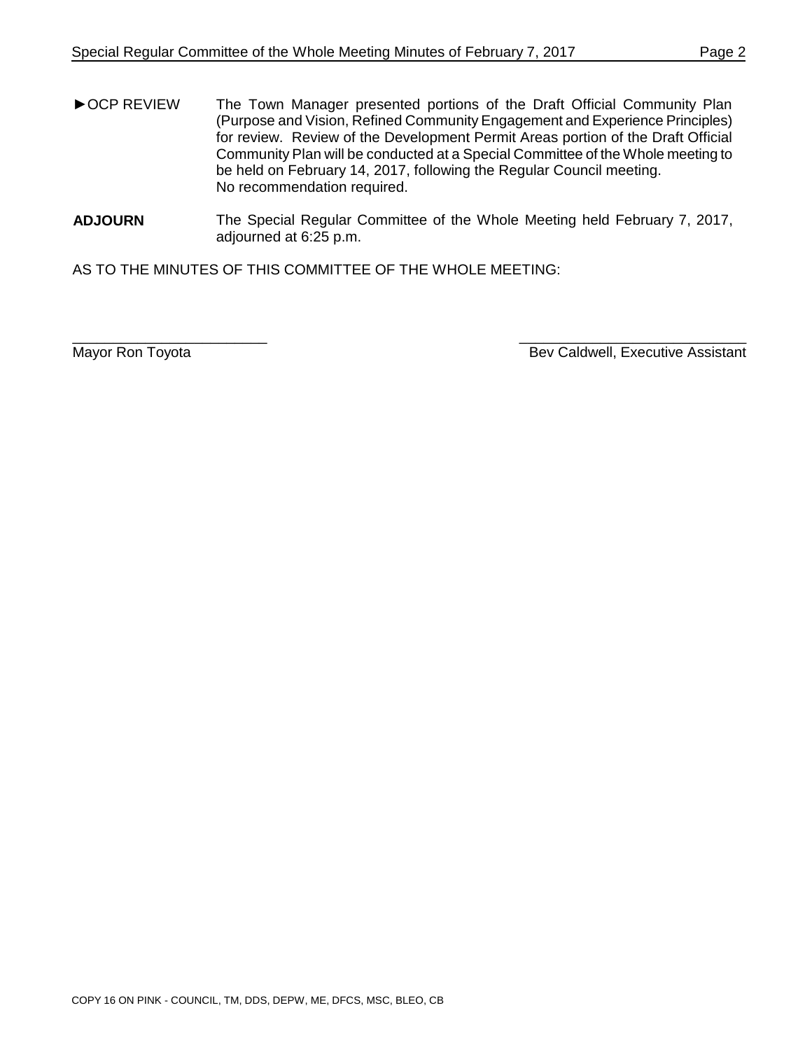►OCP REVIEW The Town Manager presented portions of the Draft Official Community Plan (Purpose and Vision, Refined Community Engagement and Experience Principles) for review. Review of the Development Permit Areas portion of the Draft Official Community Plan will be conducted at a Special Committee of the Whole meeting to be held on February 14, 2017, following the Regular Council meeting.
No recommendation required.

**ADJOURN** The Special Regular Committee of the Whole Meeting held February 7, 2017, adjourned at 6:25 p.m.

AS TO THE MINUTES OF THIS COMMITTEE OF THE WHOLE MEETING:

\_\_\_\_\_\_\_\_\_\_\_\_\_\_\_\_\_\_\_\_\_\_\_\_\_
Mayor Ron Toyota

\_\_\_\_\_\_\_\_\_\_\_\_\_\_\_\_\_\_\_\_\_\_\_\_\_\_\_\_
Bev Caldwell, Executive Assistant

COPY 16 ON PINK - COUNCIL, TM, DDS, DEPW, ME, DFCS, MSC, BLEO, CB